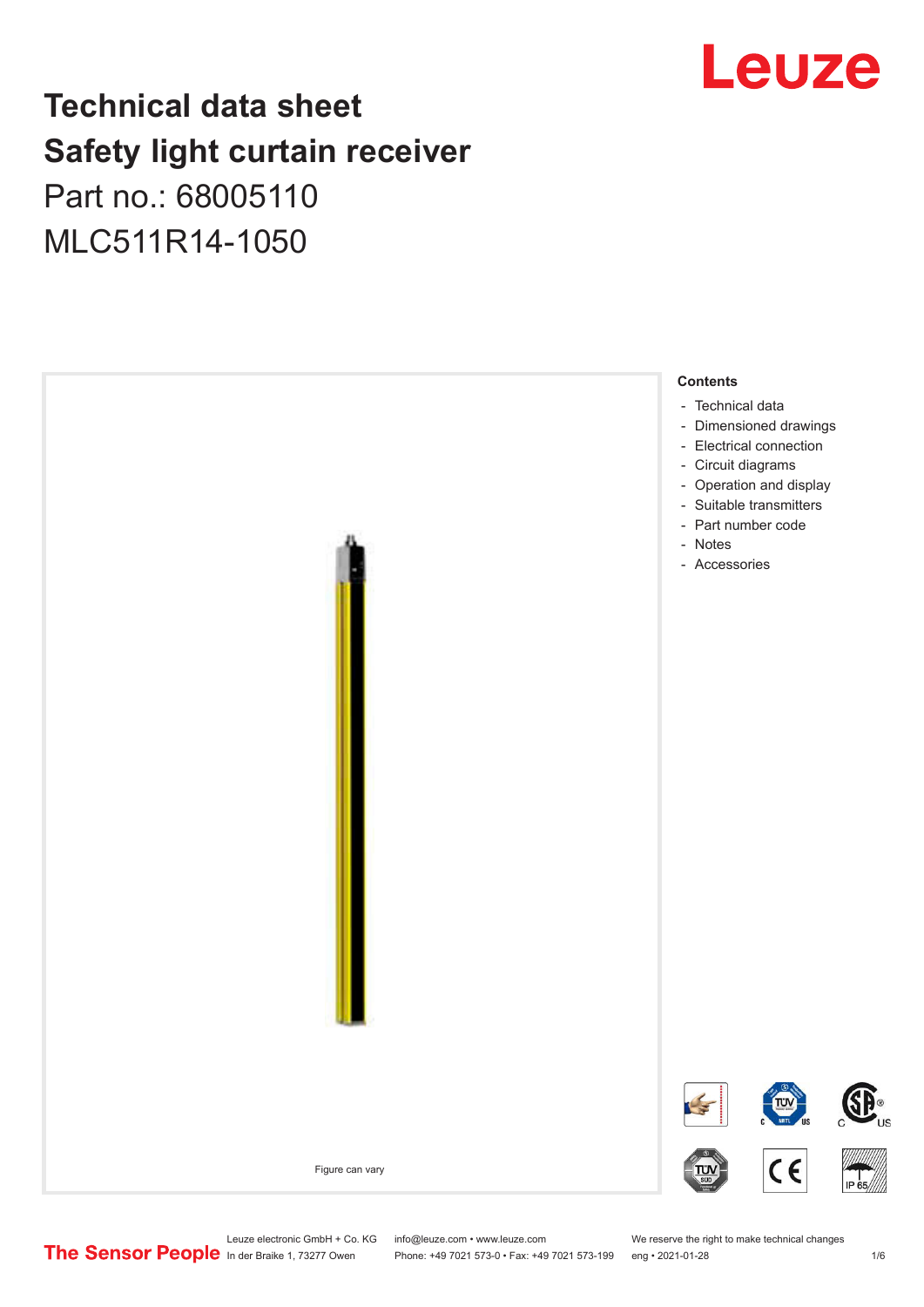# Technical data sheet
# Safety light curtain receiver

Part no.: 68005110

MLC511R14-1050

Figure can vary

**Contents**

- Technical data
- Dimensioned drawings
- Electrical connection
- Circuit diagrams
- Operation and display
- Suitable transmitters
- Part number code
- Notes
- Accessories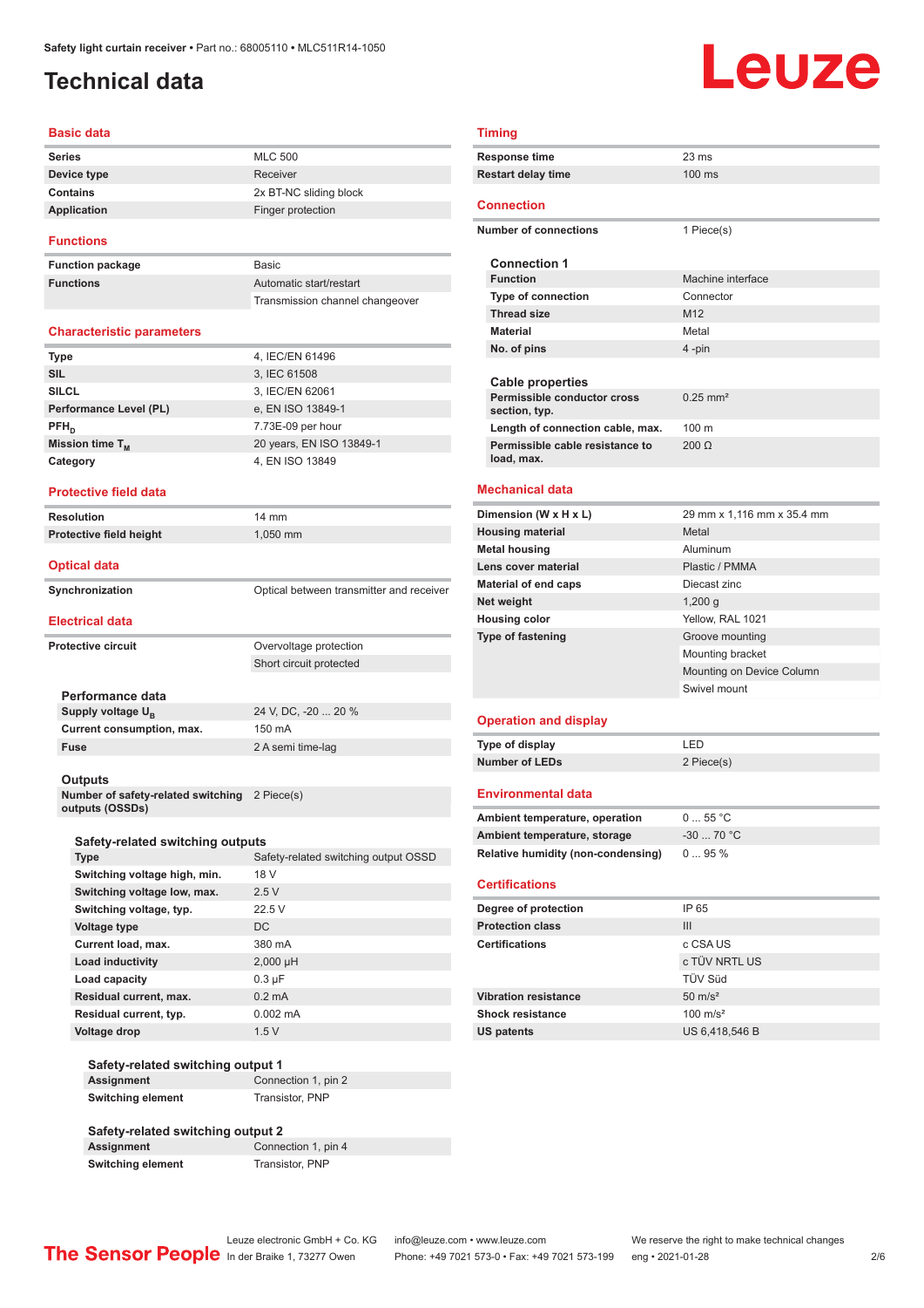# Technical data

## Basic data

| | |
|---|---|
| Series | MLC 500 |
| Device type | Receiver |
| Contains | 2x BT-NC sliding block |
| Application | Finger protection |

## Functions

| | |
|---|---|
| Function package | Basic |
| Functions | Automatic start/restart |
| | Transmission channel changeover |

## Characteristic parameters

| | |
|---|---|
| Type | 4, IEC/EN 61496 |
| SIL | 3, IEC 61508 |
| SILCL | 3, IEC/EN 62061 |
| Performance Level (PL) | e, EN ISO 13849-1 |
| $PFH_D$ | 7.73E-09 per hour |
| Mission time $T_M$ | 20 years, EN ISO 13849-1 |
| Category | 4, EN ISO 13849 |

## Protective field data

| | |
|---|---|
| Resolution | 14 mm |
| Protective field height | 1,050 mm |

## Optical data

| | |
|---|---|
| Synchronization | Optical between transmitter and receiver |

## Electrical data

| | |
|---|---|
| Protective circuit | Overvoltage protection |
| | Short circuit protected |

### Performance data

| | |
|---|---|
| Supply voltage $U_B$ | 24 V, DC, -20 ... 20 % |
| Current consumption, max. | 150 mA |
| Fuse | 2 A semi time-lag |

### Outputs

| | |
|---|---|
| Number of safety-related switching outputs (OSSDs) | 2 Piece(s) |

#### Safety-related switching outputs

| | |
|---|---|
| Type | Safety-related switching output OSSD |
| Switching voltage high, min. | 18 V |
| Switching voltage low, max. | 2.5 V |
| Switching voltage, typ. | 22.5 V |
| Voltage type | DC |
| Current load, max. | 380 mA |
| Load inductivity | 2,000 µH |
| Load capacity | 0.3 µF |
| Residual current, max. | 0.2 mA |
| Residual current, typ. | 0.002 mA |
| Voltage drop | 1.5 V |

##### Safety-related switching output 1

| | |
|---|---|
| Assignment | Connection 1, pin 2 |
| Switching element | Transistor, PNP |

##### Safety-related switching output 2

| | |
|---|---|
| Assignment | Connection 1, pin 4 |
| Switching element | Transistor, PNP |

## Timing

| | |
|---|---|
| Response time | 23 ms |
| Restart delay time | 100 ms |

## Connection

| | |
|---|---|
| Number of connections | 1 Piece(s) |

### Connection 1

| | |
|---|---|
| Function | Machine interface |
| Type of connection | Connector |
| Thread size | M12 |
| Material | Metal |
| No. of pins | 4 -pin |

### Cable properties

| | |
|---|---|
| Permissible conductor cross section, typ. | 0.25 mm² |
| Length of connection cable, max. | 100 m |
| Permissible cable resistance to load, max. | 200 Ω |

## Mechanical data

| | |
|---|---|
| Dimension (W x H x L) | 29 mm x 1,116 mm x 35.4 mm |
| Housing material | Metal |
| Metal housing | Aluminum |
| Lens cover material | Plastic / PMMA |
| Material of end caps | Diecast zinc |
| Net weight | 1,200 g |
| Housing color | Yellow, RAL 1021 |
| Type of fastening | Groove mounting |
| | Mounting bracket |
| | Mounting on Device Column |
| | Swivel mount |

## Operation and display

| | |
|---|---|
| Type of display | LED |
| Number of LEDs | 2 Piece(s) |

## Environmental data

| | |
|---|---|
| Ambient temperature, operation | 0 ... 55 °C |
| Ambient temperature, storage | -30 ... 70 °C |
| Relative humidity (non-condensing) | 0 ... 95 % |

## Certifications

| | |
|---|---|
| Degree of protection | IP 65 |
| Protection class | III |
| Certifications | c CSA US |
| | c TÜV NRTL US |
| | TÜV Süd |
| Vibration resistance | 50 m/s² |
| Shock resistance | 100 m/s² |
| US patents | US 6,418,546 B |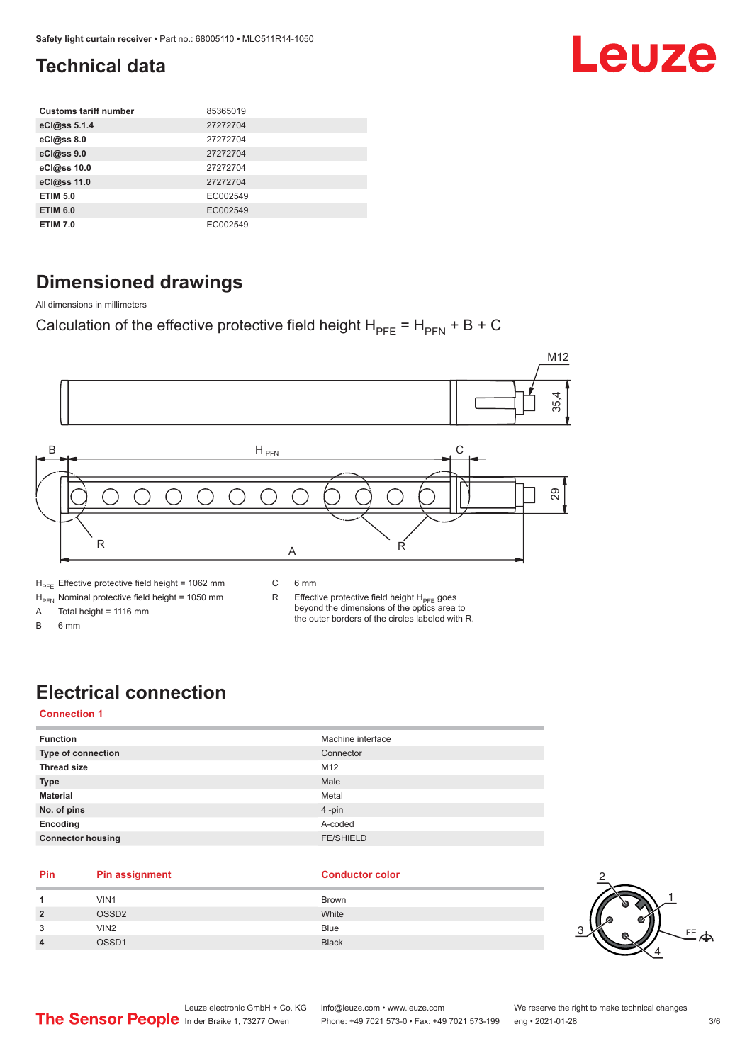# Technical data

| Customs tariff number | 85365019 |
|---|---|
| eCl@ss 5.1.4 | 27272704 |
| eCl@ss 8.0 | 27272704 |
| eCl@ss 9.0 | 27272704 |
| eCl@ss 10.0 | 27272704 |
| eCl@ss 11.0 | 27272704 |
| ETIM 5.0 | EC002549 |
| ETIM 6.0 | EC002549 |
| ETIM 7.0 | EC002549 |

# Dimensioned drawings

All dimensions in millimeters

Calculation of the effective protective field height $H_{PFE} = H_{PFN} + B + C$

$H_{PFE}$ Effective protective field height = 1062 mm

$H_{PFN}$ Nominal protective field height = 1050 mm

A Total height = 1116 mm

B 6 mm

C 6 mm

R Effective protective field height $H_{PFE}$ goes beyond the dimensions of the optics area to the outer borders of the circles labeled with R.

# Electrical connection

## Connection 1

| Function | Machine interface |
|---|---|
| Type of connection | Connector |
| Thread size | M12 |
| Type | Male |
| Material | Metal |
| No. of pins | 4 -pin |
| Encoding | A-coded |
| Connector housing | FE/SHIELD |

| Pin | Pin assignment | Conductor color |
|---|---|---|
| 1 | VIN1 | Brown |
| 2 | OSSD2 | White |
| 3 | VIN2 | Blue |
| 4 | OSSD1 | Black |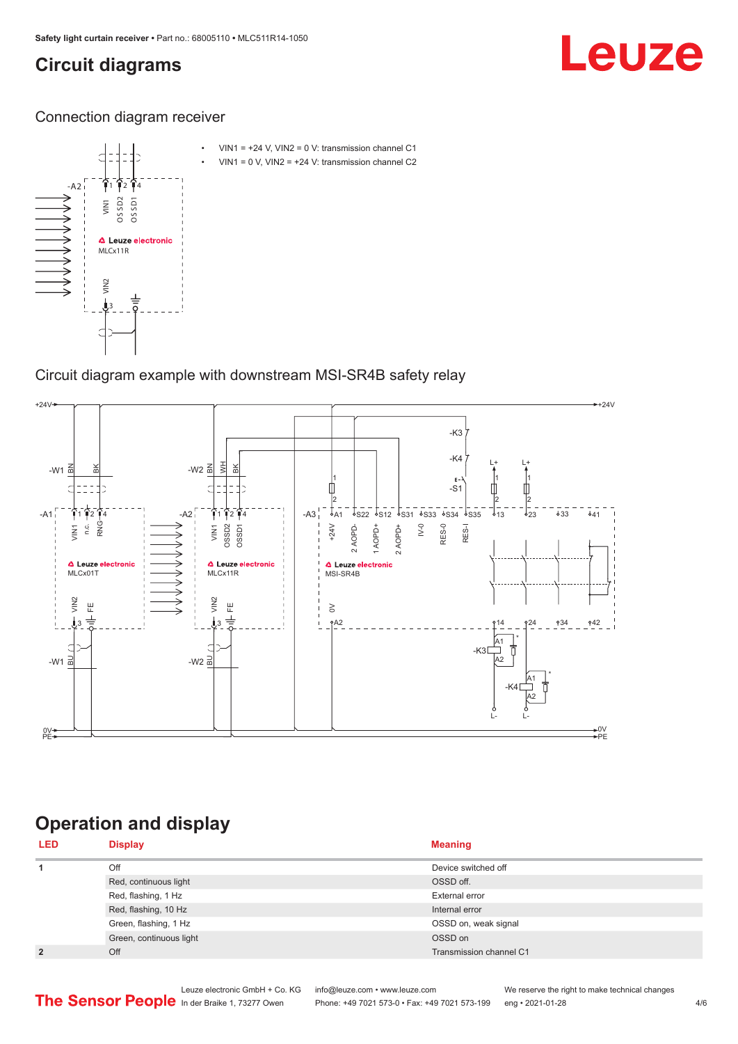# Circuit diagrams

## Connection diagram receiver

- VIN1 = +24 V, VIN2 = 0 V: transmission channel C1
- VIN1 = 0 V, VIN2 = +24 V: transmission channel C2

## Circuit diagram example with downstream MSI-SR4B safety relay

# Operation and display

| LED | Display | Meaning |
|---|---|---|
| 1 | Off | Device switched off |
| | Red, continuous light | OSSD off. |
| | Red, flashing, 1 Hz | External error |
| | Red, flashing, 10 Hz | Internal error |
| | Green, flashing, 1 Hz | OSSD on, weak signal |
| | Green, continuous light | OSSD on |
| 2 | Off | Transmission channel C1 |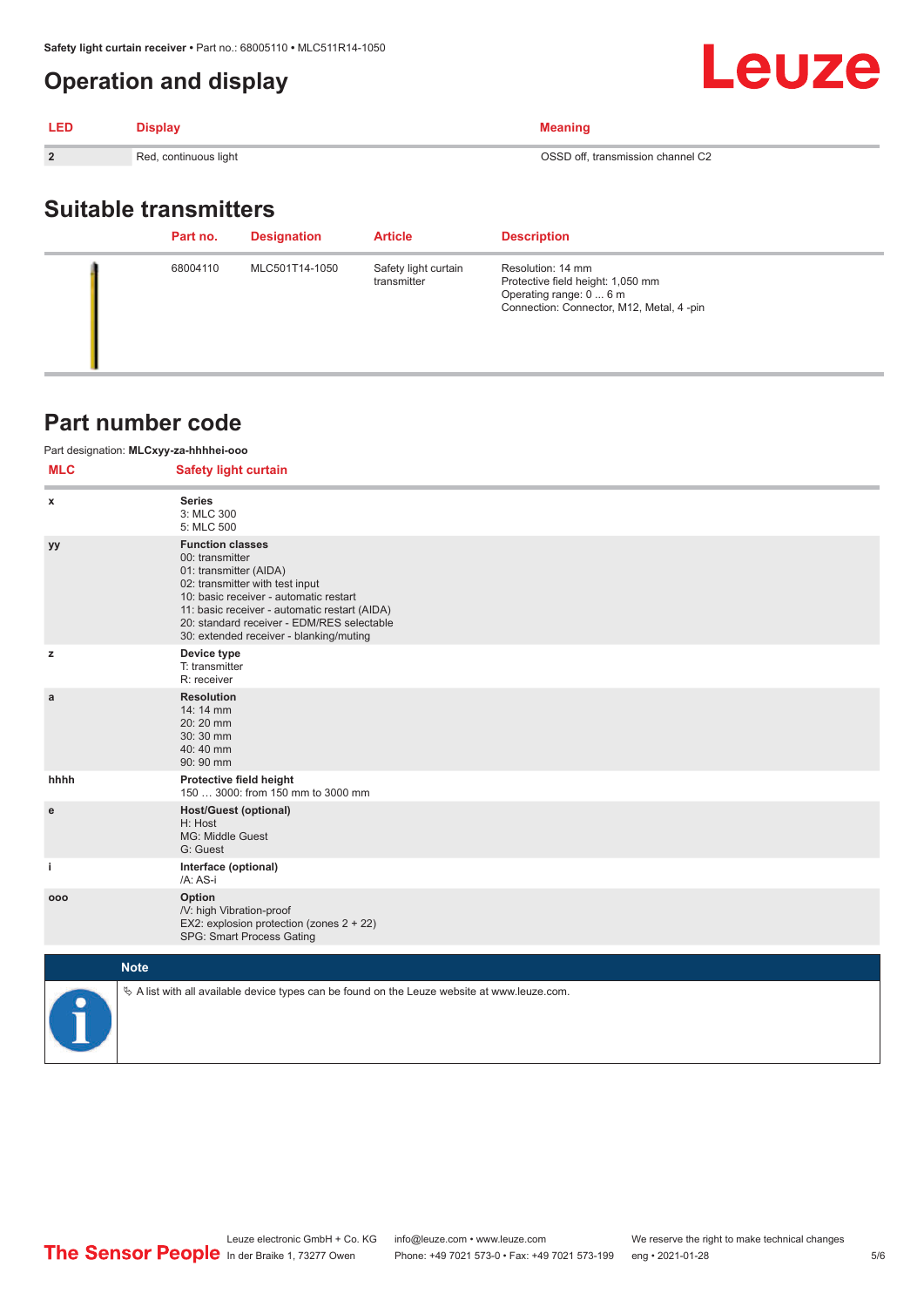## Operation and display

| LED | Display | Meaning |
|---|---|---|
| 2 | Red, continuous light | OSSD off, transmission channel C2 |

## Suitable transmitters

| | Part no. | Designation | Article | Description |
|---|---|---|---|---|
| | 68004110 | MLC501T14-1050 | Safety light curtain transmitter | Resolution: 14 mm<br>Protective field height: 1,050 mm<br>Operating range: 0 ... 6 m<br>Connection: Connector, M12, Metal, 4 -pin |

## Part number code

Part designation: **MLCxyy-za-hhhhei-ooo**

| MLC | Safety light curtain |
|---|---|
| x | **Series**<br>3: MLC 300<br>5: MLC 500 |
| yy | **Function classes**<br>00: transmitter<br>01: transmitter (AIDA)<br>02: transmitter with test input<br>10: basic receiver - automatic restart<br>11: basic receiver - automatic restart (AIDA)<br>20: standard receiver - EDM/RES selectable<br>30: extended receiver - blanking/muting |
| z | **Device type**<br>T: transmitter<br>R: receiver |
| a | **Resolution**<br>14: 14 mm<br>20: 20 mm<br>30: 30 mm<br>40: 40 mm<br>90: 90 mm |
| hhhh | **Protective field height**<br>150 … 3000: from 150 mm to 3000 mm |
| e | **Host/Guest (optional)**<br>H: Host<br>MG: Middle Guest<br>G: Guest |
| i | **Interface (optional)**<br>/A: AS-i |
| ooo | **Option**<br>/V: high Vibration-proof<br>EX2: explosion protection (zones 2 + 22)<br>SPG: Smart Process Gating |

**Note**

A list with all available device types can be found on the Leuze website at www.leuze.com.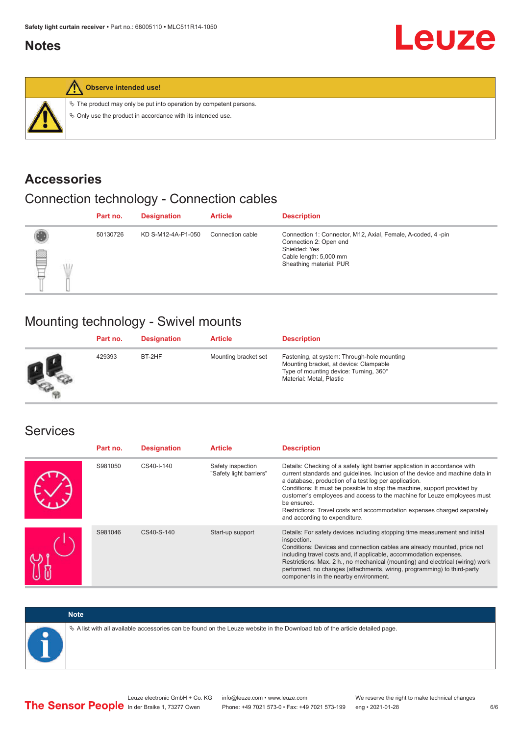## Notes

**Observe intended use!**

- ✎ The product may only be put into operation by competent persons.
- ✎ Only use the product in accordance with its intended use.

## Accessories

### Connection technology - Connection cables

| | Part no. | Designation | Article | Description |
|---|---|---|---|---|
| | 50130726 | KD S-M12-4A-P1-050 | Connection cable | Connection 1: Connector, M12, Axial, Female, A-coded, 4 -pin<br>Connection 2: Open end<br>Shielded: Yes<br>Cable length: 5,000 mm<br>Sheathing material: PUR |

### Mounting technology - Swivel mounts

| | Part no. | Designation | Article | Description |
|---|---|---|---|---|
| | 429393 | BT-2HF | Mounting bracket set | Fastening, at system: Through-hole mounting<br>Mounting bracket, at device: Clampable<br>Type of mounting device: Turning, 360°<br>Material: Metal, Plastic |

### Services

| | Part no. | Designation | Article | Description |
|---|---|---|---|---|
| | S981050 | CS40-I-140 | Safety inspection "Safety light barriers" | Details: Checking of a safety light barrier application in accordance with current standards and guidelines. Inclusion of the device and machine data in a database, production of a test log per application.<br>Conditions: It must be possible to stop the machine, support provided by customer's employees and access to the machine for Leuze employees must be ensured.<br>Restrictions: Travel costs and accommodation expenses charged separately and according to expenditure. |
| | S981046 | CS40-S-140 | Start-up support | Details: For safety devices including stopping time measurement and initial inspection.<br>Conditions: Devices and connection cables are already mounted, price not including travel costs and, if applicable, accommodation expenses.<br>Restrictions: Max. 2 h., no mechanical (mounting) and electrical (wiring) work performed, no changes (attachments, wiring, programming) to third-party components in the nearby environment. |

**Note**

- ✎ A list with all available accessories can be found on the Leuze website in the Download tab of the article detailed page.